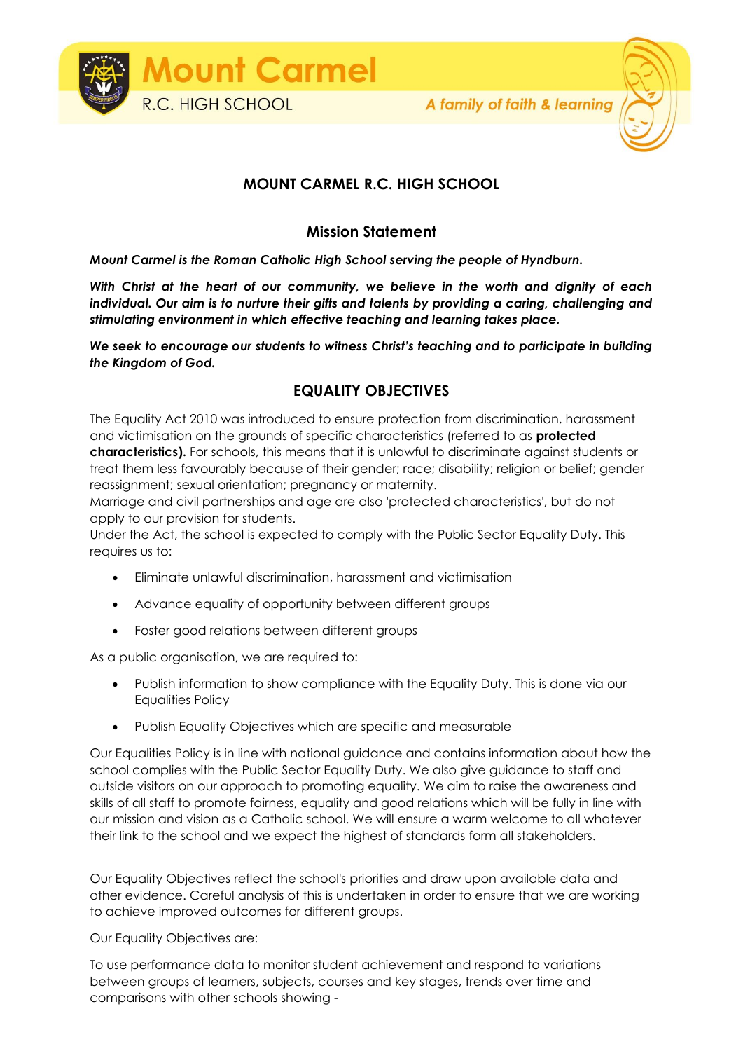# MOUNT CARMEL R.C. HIGH SCHOOL

## Mission Statement

***Mount Carmel is the Roman Catholic High School serving the people of Hyndburn.***

***With Christ at the heart of our community, we believe in the worth and dignity of each individual. Our aim is to nurture their gifts and talents by providing a caring, challenging and stimulating environment in which effective teaching and learning takes place.***

***We seek to encourage our students to witness Christ's teaching and to participate in building the Kingdom of God.***

## EQUALITY OBJECTIVES

The Equality Act 2010 was introduced to ensure protection from discrimination, harassment and victimisation on the grounds of specific characteristics (referred to as **protected characteristics).** For schools, this means that it is unlawful to discriminate against students or treat them less favourably because of their gender; race; disability; religion or belief; gender reassignment; sexual orientation; pregnancy or maternity.
Marriage and civil partnerships and age are also 'protected characteristics', but do not apply to our provision for students.
Under the Act, the school is expected to comply with the Public Sector Equality Duty. This requires us to:

- Eliminate unlawful discrimination, harassment and victimisation
- Advance equality of opportunity between different groups
- Foster good relations between different groups

As a public organisation, we are required to:

- Publish information to show compliance with the Equality Duty. This is done via our Equalities Policy
- Publish Equality Objectives which are specific and measurable

Our Equalities Policy is in line with national guidance and contains information about how the school complies with the Public Sector Equality Duty. We also give guidance to staff and outside visitors on our approach to promoting equality. We aim to raise the awareness and skills of all staff to promote fairness, equality and good relations which will be fully in line with our mission and vision as a Catholic school. We will ensure a warm welcome to all whatever their link to the school and we expect the highest of standards form all stakeholders.

Our Equality Objectives reflect the school's priorities and draw upon available data and other evidence. Careful analysis of this is undertaken in order to ensure that we are working to achieve improved outcomes for different groups.

Our Equality Objectives are:

To use performance data to monitor student achievement and respond to variations between groups of learners, subjects, courses and key stages, trends over time and comparisons with other schools showing -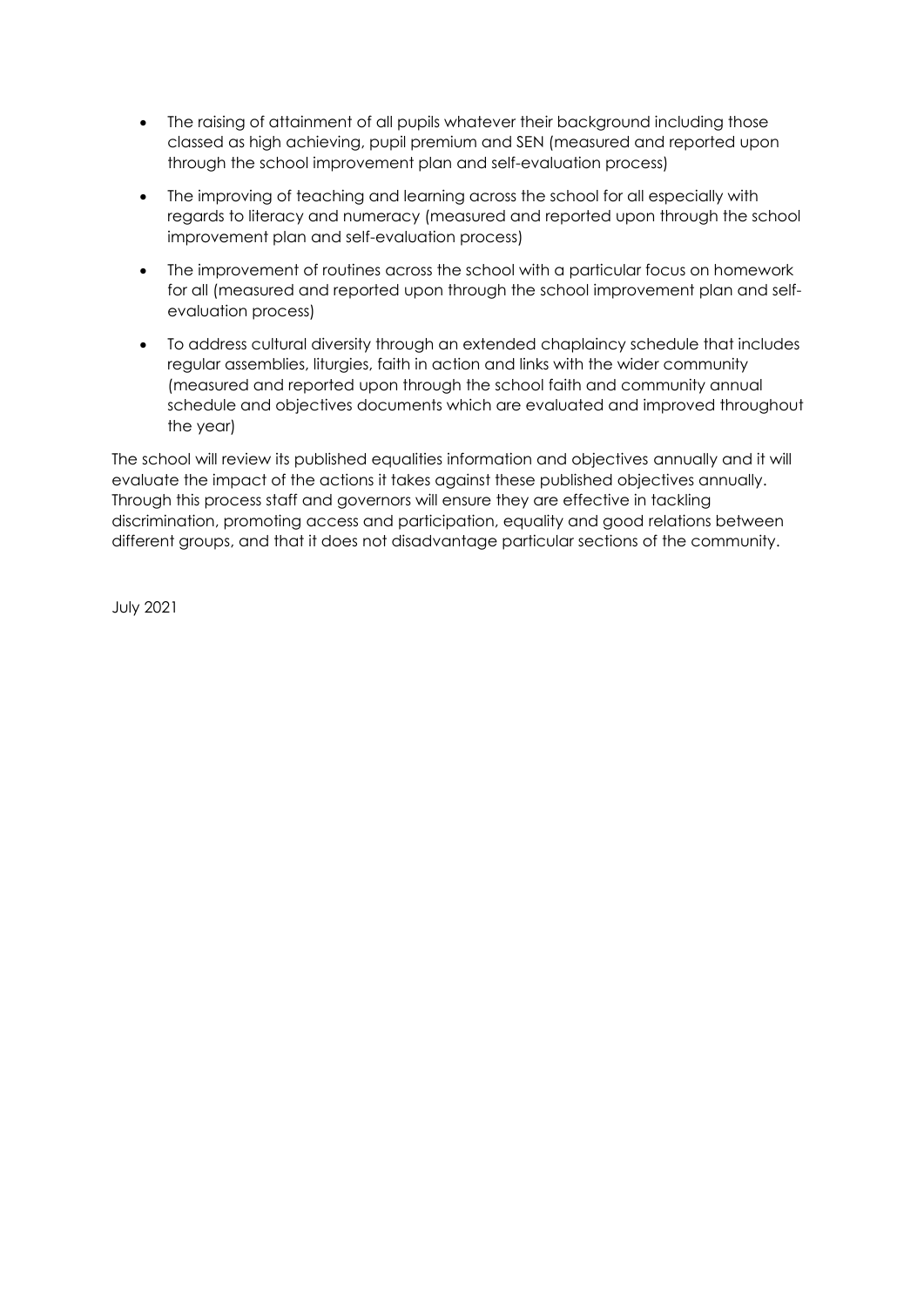- The raising of attainment of all pupils whatever their background including those classed as high achieving, pupil premium and SEN (measured and reported upon through the school improvement plan and self-evaluation process)
- The improving of teaching and learning across the school for all especially with regards to literacy and numeracy (measured and reported upon through the school improvement plan and self-evaluation process)
- The improvement of routines across the school with a particular focus on homework for all (measured and reported upon through the school improvement plan and self-evaluation process)
- To address cultural diversity through an extended chaplaincy schedule that includes regular assemblies, liturgies, faith in action and links with the wider community (measured and reported upon through the school faith and community annual schedule and objectives documents which are evaluated and improved throughout the year)

The school will review its published equalities information and objectives annually and it will evaluate the impact of the actions it takes against these published objectives annually. Through this process staff and governors will ensure they are effective in tackling discrimination, promoting access and participation, equality and good relations between different groups, and that it does not disadvantage particular sections of the community.

July 2021